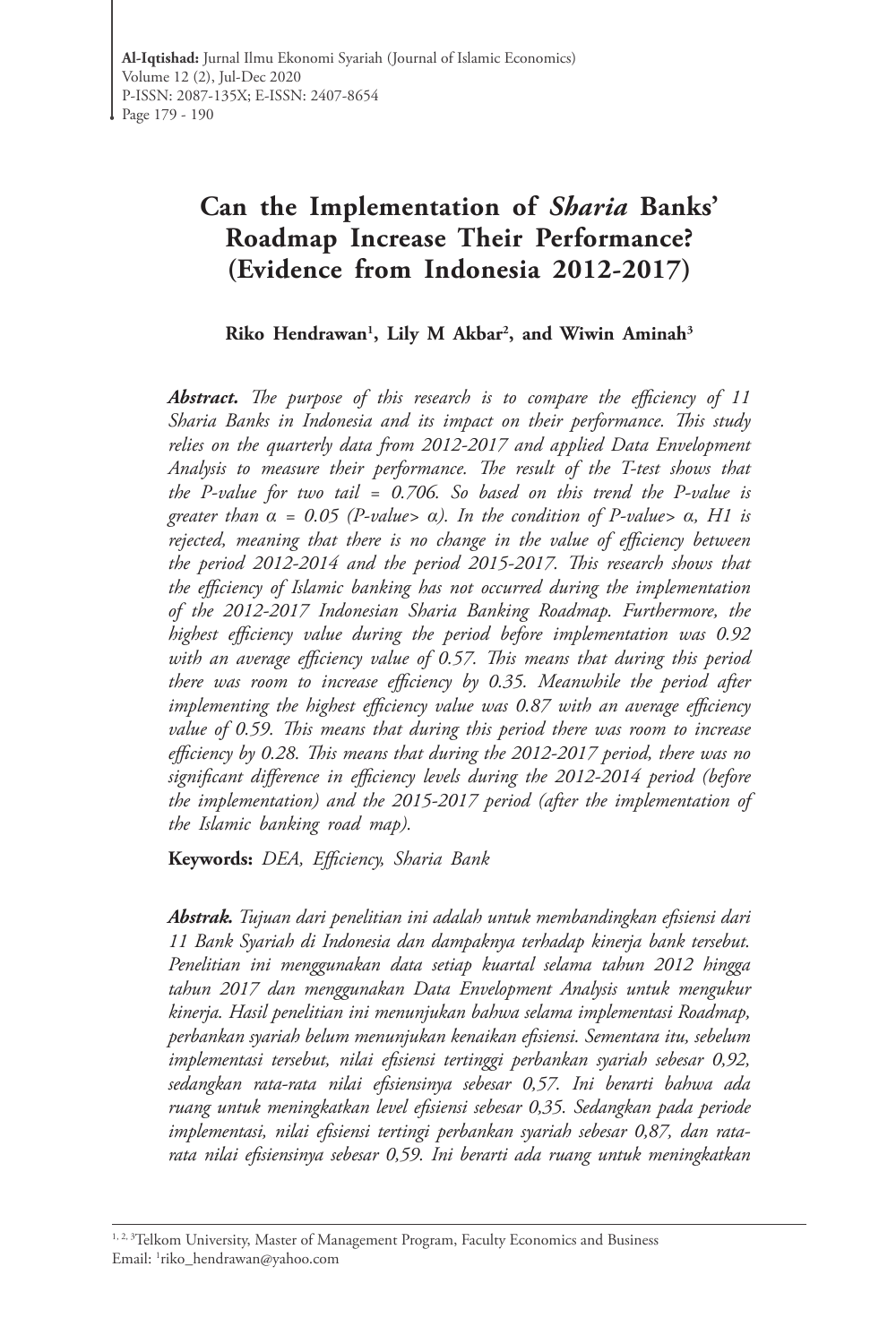# Can the Implementation of *Sharia* Banks' Roadmap Increase Their Performance? (Evidence from Indonesia 2012-2017)

**Riko Hendrawan[1], Lily M Akbar[2], and Wiwin Aminah[3]**

***Abstract.*** *The purpose of this research is to compare the efficiency of 11 Sharia Banks in Indonesia and its impact on their performance. This study relies on the quarterly data from 2012-2017 and applied Data Envelopment Analysis to measure their performance. The result of the T-test shows that the P-value for two tail = 0.706. So based on this trend the P-value is greater than α = 0.05 (P-value> α). In the condition of P-value> α, H1 is rejected, meaning that there is no change in the value of efficiency between the period 2012-2014 and the period 2015-2017. This research shows that the efficiency of Islamic banking has not occurred during the implementation of the 2012-2017 Indonesian Sharia Banking Roadmap. Furthermore, the highest efficiency value during the period before implementation was 0.92 with an average efficiency value of 0.57. This means that during this period there was room to increase efficiency by 0.35. Meanwhile the period after implementing the highest efficiency value was 0.87 with an average efficiency value of 0.59. This means that during this period there was room to increase efficiency by 0.28. This means that during the 2012-2017 period, there was no significant difference in efficiency levels during the 2012-2014 period (before the implementation) and the 2015-2017 period (after the implementation of the Islamic banking road map).*

**Keywords:** *DEA, Efficiency, Sharia Bank*

***Abstrak.*** *Tujuan dari penelitian ini adalah untuk membandingkan efisiensi dari 11 Bank Syariah di Indonesia dan dampaknya terhadap kinerja bank tersebut. Penelitian ini menggunakan data setiap kuartal selama tahun 2012 hingga tahun 2017 dan menggunakan Data Envelopment Analysis untuk mengukur kinerja. Hasil penelitian ini menunjukan bahwa selama implementasi Roadmap, perbankan syariah belum menunjukan kenaikan efisiensi. Sementara itu, sebelum implementasi tersebut, nilai efisiensi tertinggi perbankan syariah sebesar 0,92, sedangkan rata-rata nilai efisiensinya sebesar 0,57. Ini berarti bahwa ada ruang untuk meningkatkan level efisiensi sebesar 0,35. Sedangkan pada periode implementasi, nilai efisiensi tertingi perbankan syariah sebesar 0,87, dan rata-rata nilai efisiensinya sebesar 0,59. Ini berarti ada ruang untuk meningkatkan*

---

[1, 2, 3] Telkom University, Master of Management Program, Faculty Economics and Business
Email: [1]riko_hendrawan@yahoo.com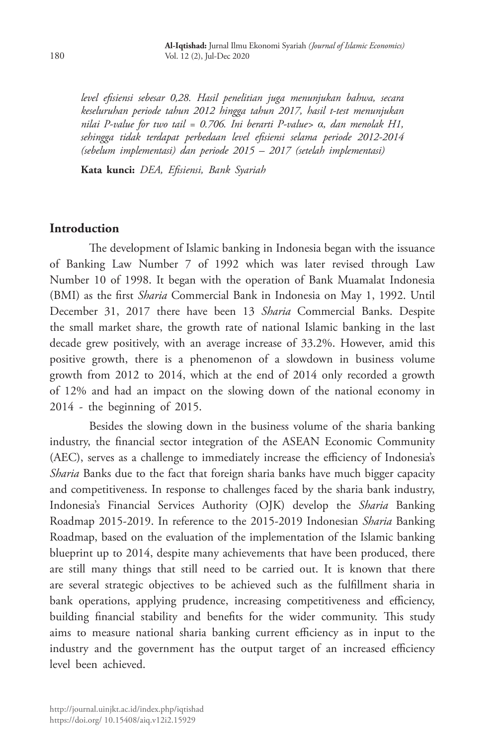*level efisiensi sebesar 0,28. Hasil penelitian juga menunjukan bahwa, secara keseluruhan periode tahun 2012 hingga tahun 2017, hasil t-test menunjukan nilai P-value for two tail = 0.706. Ini berarti P-value> α, dan menolak H1, sehingga tidak terdapat perbedaan level efisiensi selama periode 2012-2014 (sebelum implementasi) dan periode 2015 – 2017 (setelah implementasi)*

**Kata kunci:** *DEA, Efisiensi, Bank Syariah*

## Introduction

The development of Islamic banking in Indonesia began with the issuance of Banking Law Number 7 of 1992 which was later revised through Law Number 10 of 1998. It began with the operation of Bank Muamalat Indonesia (BMI) as the first *Sharia* Commercial Bank in Indonesia on May 1, 1992. Until December 31, 2017 there have been 13 *Sharia* Commercial Banks. Despite the small market share, the growth rate of national Islamic banking in the last decade grew positively, with an average increase of 33.2%. However, amid this positive growth, there is a phenomenon of a slowdown in business volume growth from 2012 to 2014, which at the end of 2014 only recorded a growth of 12% and had an impact on the slowing down of the national economy in 2014 - the beginning of 2015.

Besides the slowing down in the business volume of the sharia banking industry, the financial sector integration of the ASEAN Economic Community (AEC), serves as a challenge to immediately increase the efficiency of Indonesia's *Sharia* Banks due to the fact that foreign sharia banks have much bigger capacity and competitiveness. In response to challenges faced by the sharia bank industry, Indonesia's Financial Services Authority (OJK) develop the *Sharia* Banking Roadmap 2015-2019. In reference to the 2015-2019 Indonesian *Sharia* Banking Roadmap, based on the evaluation of the implementation of the Islamic banking blueprint up to 2014, despite many achievements that have been produced, there are still many things that still need to be carried out. It is known that there are several strategic objectives to be achieved such as the fulfillment sharia in bank operations, applying prudence, increasing competitiveness and efficiency, building financial stability and benefits for the wider community. This study aims to measure national sharia banking current efficiency as in input to the industry and the government has the output target of an increased efficiency level been achieved.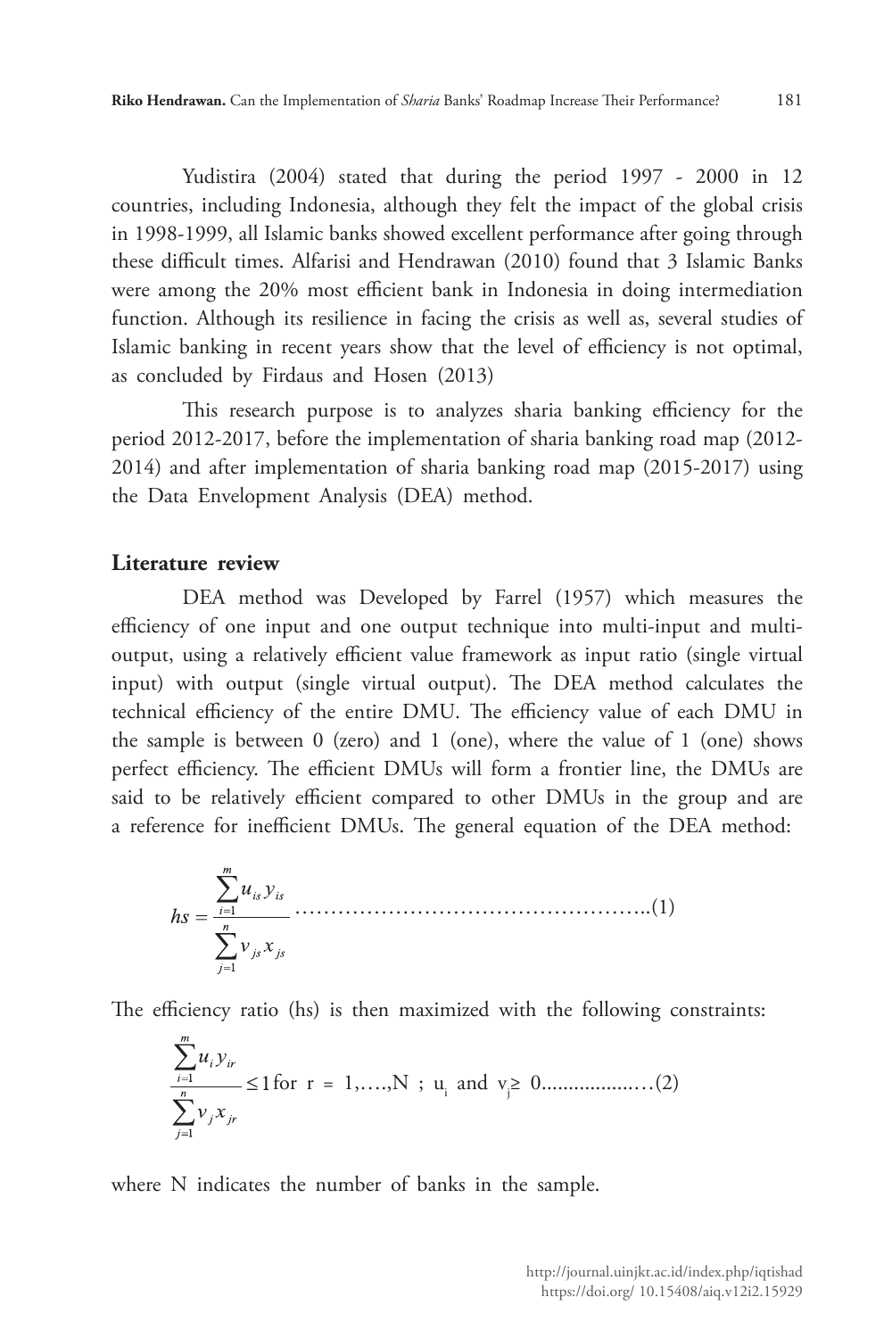Yudistira (2004) stated that during the period 1997 - 2000 in 12 countries, including Indonesia, although they felt the impact of the global crisis in 1998-1999, all Islamic banks showed excellent performance after going through these difficult times. Alfarisi and Hendrawan (2010) found that 3 Islamic Banks were among the 20% most efficient bank in Indonesia in doing intermediation function. Although its resilience in facing the crisis as well as, several studies of Islamic banking in recent years show that the level of efficiency is not optimal, as concluded by Firdaus and Hosen (2013)

This research purpose is to analyzes sharia banking efficiency for the period 2012-2017, before the implementation of sharia banking road map (2012-2014) and after implementation of sharia banking road map (2015-2017) using the Data Envelopment Analysis (DEA) method.

## Literature review

DEA method was Developed by Farrel (1957) which measures the efficiency of one input and one output technique into multi-input and multi-output, using a relatively efficient value framework as input ratio (single virtual input) with output (single virtual output). The DEA method calculates the technical efficiency of the entire DMU. The efficiency value of each DMU in the sample is between 0 (zero) and 1 (one), where the value of 1 (one) shows perfect efficiency. The efficient DMUs will form a frontier line, the DMUs are said to be relatively efficient compared to other DMUs in the group and are a reference for inefficient DMUs. The general equation of the DEA method:

$$hs = \frac{\sum_{i=1}^{m} u_{is} y_{is}}{\sum_{j=1}^{n} v_{js} x_{js}} \quad \text{.....(1)}$$

The efficiency ratio (hs) is then maximized with the following constraints:

$$\frac{\sum_{i=1}^{m} u_i y_{ir}}{\sum_{j=1}^{n} v_j x_{jr}} \leq 1 \text{ for } r = 1,\ldots,N \text{ ; } u_i \text{ and } v_j \geq 0 \quad \text{.....(2)}$$

where N indicates the number of banks in the sample.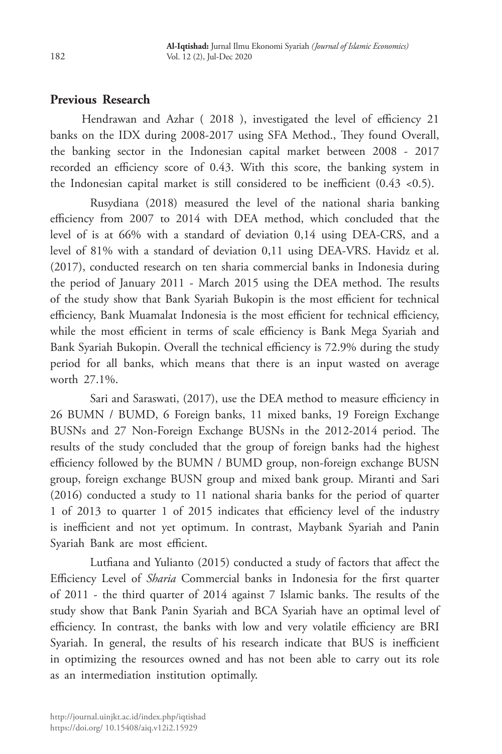## Previous Research

Hendrawan and Azhar ( 2018 ), investigated the level of efficiency 21 banks on the IDX during 2008-2017 using SFA Method., They found Overall, the banking sector in the Indonesian capital market between 2008 - 2017 recorded an efficiency score of 0.43. With this score, the banking system in the Indonesian capital market is still considered to be inefficient (0.43 <0.5).

Rusydiana (2018) measured the level of the national sharia banking efficiency from 2007 to 2014 with DEA method, which concluded that the level of is at 66% with a standard of deviation 0,14 using DEA-CRS, and a level of 81% with a standard of deviation 0,11 using DEA-VRS. Havidz et al. (2017), conducted research on ten sharia commercial banks in Indonesia during the period of January 2011 - March 2015 using the DEA method. The results of the study show that Bank Syariah Bukopin is the most efficient for technical efficiency, Bank Muamalat Indonesia is the most efficient for technical efficiency, while the most efficient in terms of scale efficiency is Bank Mega Syariah and Bank Syariah Bukopin. Overall the technical efficiency is 72.9% during the study period for all banks, which means that there is an input wasted on average worth 27.1%.

Sari and Saraswati, (2017), use the DEA method to measure efficiency in 26 BUMN / BUMD, 6 Foreign banks, 11 mixed banks, 19 Foreign Exchange BUSNs and 27 Non-Foreign Exchange BUSNs in the 2012-2014 period. The results of the study concluded that the group of foreign banks had the highest efficiency followed by the BUMN / BUMD group, non-foreign exchange BUSN group, foreign exchange BUSN group and mixed bank group. Miranti and Sari (2016) conducted a study to 11 national sharia banks for the period of quarter 1 of 2013 to quarter 1 of 2015 indicates that efficiency level of the industry is inefficient and not yet optimum. In contrast, Maybank Syariah and Panin Syariah Bank are most efficient.

Lutfiana and Yulianto (2015) conducted a study of factors that affect the Efficiency Level of *Sharia* Commercial banks in Indonesia for the first quarter of 2011 - the third quarter of 2014 against 7 Islamic banks. The results of the study show that Bank Panin Syariah and BCA Syariah have an optimal level of efficiency. In contrast, the banks with low and very volatile efficiency are BRI Syariah. In general, the results of his research indicate that BUS is inefficient in optimizing the resources owned and has not been able to carry out its role as an intermediation institution optimally.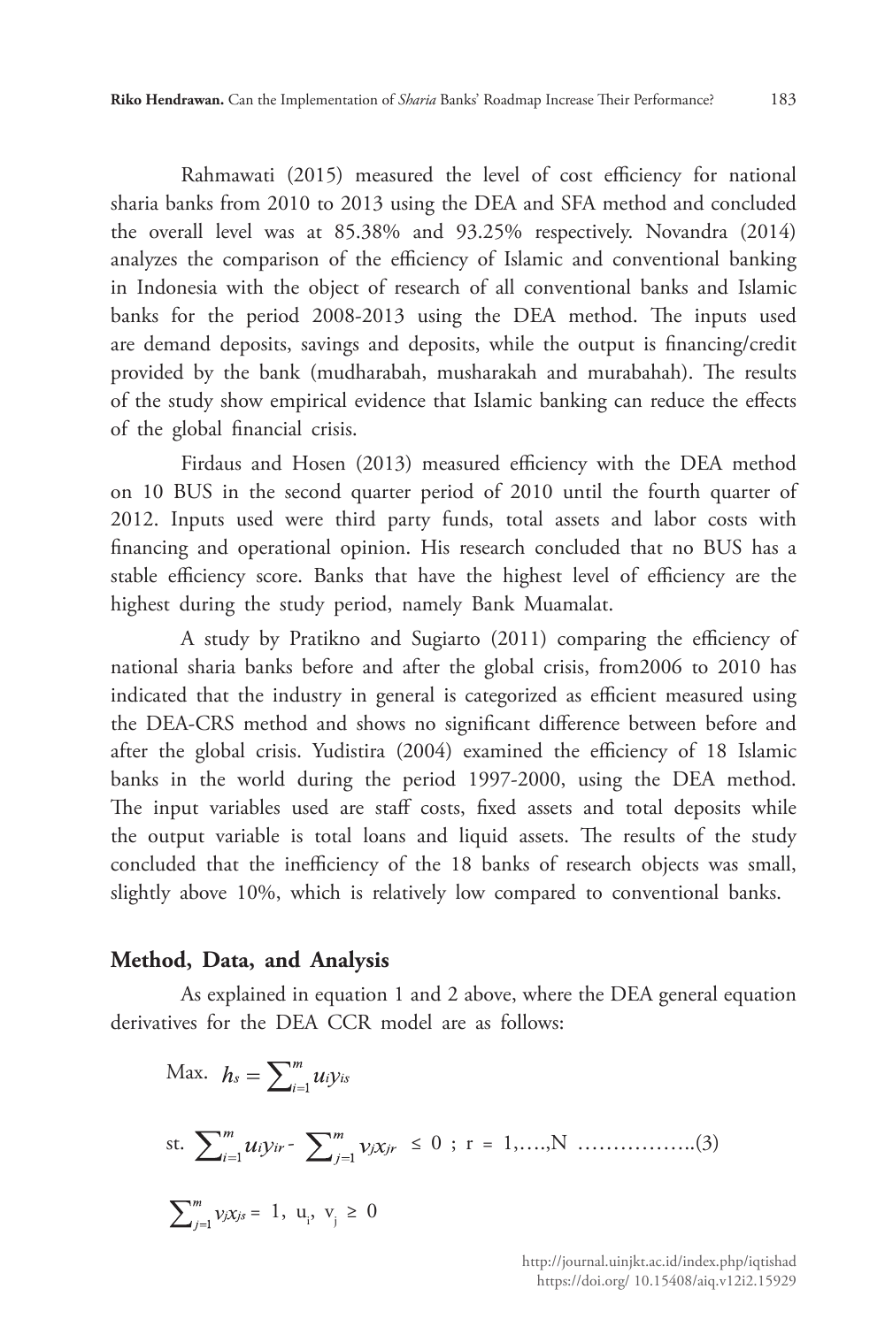Rahmawati (2015) measured the level of cost efficiency for national sharia banks from 2010 to 2013 using the DEA and SFA method and concluded the overall level was at 85.38% and 93.25% respectively. Novandra (2014) analyzes the comparison of the efficiency of Islamic and conventional banking in Indonesia with the object of research of all conventional banks and Islamic banks for the period 2008-2013 using the DEA method. The inputs used are demand deposits, savings and deposits, while the output is financing/credit provided by the bank (mudharabah, musharakah and murabahah). The results of the study show empirical evidence that Islamic banking can reduce the effects of the global financial crisis.

Firdaus and Hosen (2013) measured efficiency with the DEA method on 10 BUS in the second quarter period of 2010 until the fourth quarter of 2012. Inputs used were third party funds, total assets and labor costs with financing and operational opinion. His research concluded that no BUS has a stable efficiency score. Banks that have the highest level of efficiency are the highest during the study period, namely Bank Muamalat.

A study by Pratikno and Sugiarto (2011) comparing the efficiency of national sharia banks before and after the global crisis, from2006 to 2010 has indicated that the industry in general is categorized as efficient measured using the DEA-CRS method and shows no significant difference between before and after the global crisis. Yudistira (2004) examined the efficiency of 18 Islamic banks in the world during the period 1997-2000, using the DEA method. The input variables used are staff costs, fixed assets and total deposits while the output variable is total loans and liquid assets. The results of the study concluded that the inefficiency of the 18 banks of research objects was small, slightly above 10%, which is relatively low compared to conventional banks.

## Method, Data, and Analysis

As explained in equation 1 and 2 above, where the DEA general equation derivatives for the DEA CCR model are as follows:

$$\text{Max. } h_s = \sum_{i=1}^{m} u_i y_{is}$$

$$\text{st. } \sum_{i=1}^{m} u_i y_{ir} - \sum_{j=1}^{m} v_j x_{jr} \leq 0 \text{ ; } r = 1,\ldots,N \quad \ldots\ldots\ldots\ldots\ldots..(3)$$

$$\sum_{j=1}^{m} v_j x_{js} = 1, \; u_i, \; v_j \geq 0$$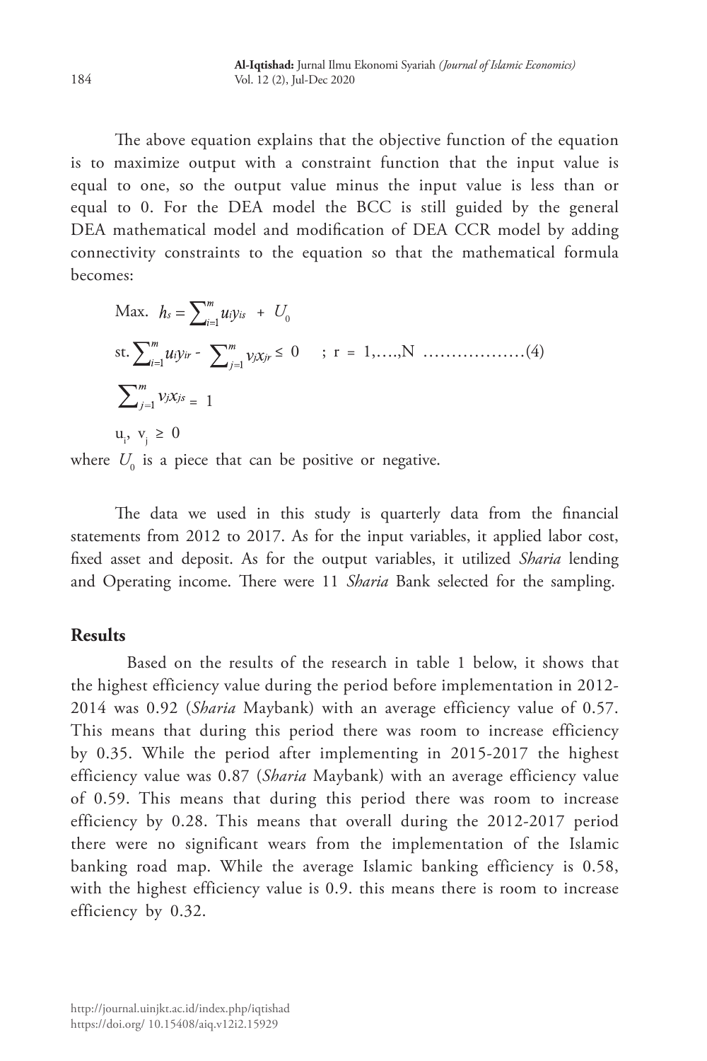The above equation explains that the objective function of the equation is to maximize output with a constraint function that the input value is equal to one, so the output value minus the input value is less than or equal to 0. For the DEA model the BCC is still guided by the general DEA mathematical model and modification of DEA CCR model by adding connectivity constraints to the equation so that the mathematical formula becomes:

$$
\begin{aligned}
&\text{Max. } h_s = \sum_{i=1}^{m} u_i y_{is} + U_0 \\
&\text{st. } \sum_{i=1}^{m} u_i y_{ir} - \sum_{j=1}^{m} v_j x_{jr} \leq 0 \quad ; \; r = 1, \ldots, N \quad \ldots\ldots\ldots\ldots\ldots\ldots (4) \\
&\sum_{j=1}^{m} v_j x_{js} = 1 \\
&u_i, \; v_j \geq 0
\end{aligned}
$$

where $U_0$ is a piece that can be positive or negative.

The data we used in this study is quarterly data from the financial statements from 2012 to 2017. As for the input variables, it applied labor cost, fixed asset and deposit. As for the output variables, it utilized *Sharia* lending and Operating income. There were 11 *Sharia* Bank selected for the sampling.

## Results

Based on the results of the research in table 1 below, it shows that the highest efficiency value during the period before implementation in 2012-2014 was 0.92 (*Sharia* Maybank) with an average efficiency value of 0.57. This means that during this period there was room to increase efficiency by 0.35. While the period after implementing in 2015-2017 the highest efficiency value was 0.87 (*Sharia* Maybank) with an average efficiency value of 0.59. This means that during this period there was room to increase efficiency by 0.28. This means that overall during the 2012-2017 period there were no significant wears from the implementation of the Islamic banking road map. While the average Islamic banking efficiency is 0.58, with the highest efficiency value is 0.9. this means there is room to increase efficiency by 0.32.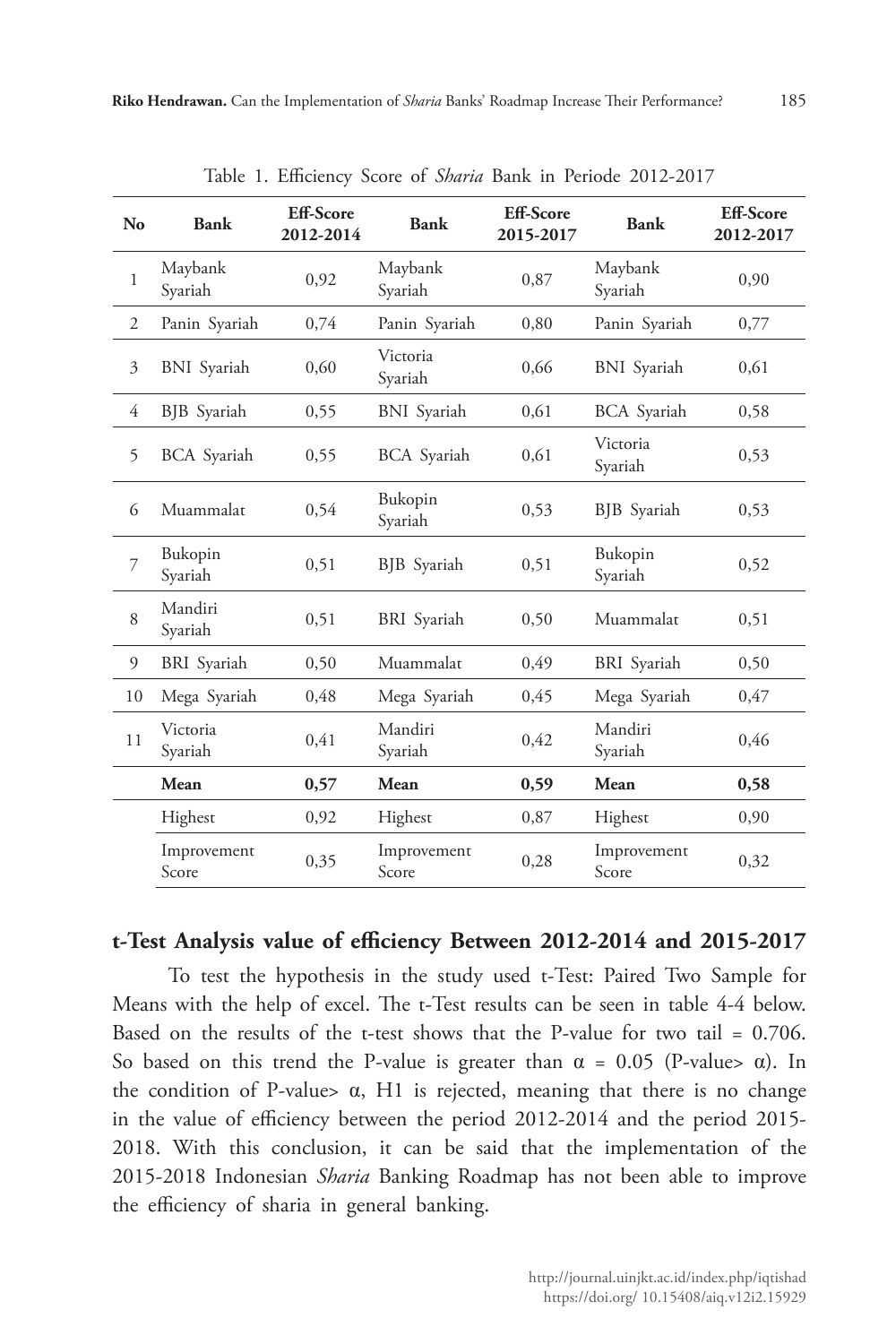Table 1. Efficiency Score of *Sharia* Bank in Periode 2012-2017

| No | Bank | Eff-Score 2012-2014 | Bank | Eff-Score 2015-2017 | Bank | Eff-Score 2012-2017 |
|---|---|---|---|---|---|---|
| 1 | Maybank Syariah | 0,92 | Maybank Syariah | 0,87 | Maybank Syariah | 0,90 |
| 2 | Panin Syariah | 0,74 | Panin Syariah | 0,80 | Panin Syariah | 0,77 |
| 3 | BNI Syariah | 0,60 | Victoria Syariah | 0,66 | BNI Syariah | 0,61 |
| 4 | BJB Syariah | 0,55 | BNI Syariah | 0,61 | BCA Syariah | 0,58 |
| 5 | BCA Syariah | 0,55 | BCA Syariah | 0,61 | Victoria Syariah | 0,53 |
| 6 | Muammalat | 0,54 | Bukopin Syariah | 0,53 | BJB Syariah | 0,53 |
| 7 | Bukopin Syariah | 0,51 | BJB Syariah | 0,51 | Bukopin Syariah | 0,52 |
| 8 | Mandiri Syariah | 0,51 | BRI Syariah | 0,50 | Muammalat | 0,51 |
| 9 | BRI Syariah | 0,50 | Muammalat | 0,49 | BRI Syariah | 0,50 |
| 10 | Mega Syariah | 0,48 | Mega Syariah | 0,45 | Mega Syariah | 0,47 |
| 11 | Victoria Syariah | 0,41 | Mandiri Syariah | 0,42 | Mandiri Syariah | 0,46 |
| | **Mean** | **0,57** | **Mean** | **0,59** | **Mean** | **0,58** |
| | Highest | 0,92 | Highest | 0,87 | Highest | 0,90 |
| | Improvement Score | 0,35 | Improvement Score | 0,28 | Improvement Score | 0,32 |

## t-Test Analysis value of efficiency Between 2012-2014 and 2015-2017

To test the hypothesis in the study used t-Test: Paired Two Sample for Means with the help of excel. The t-Test results can be seen in table 4-4 below. Based on the results of the t-test shows that the P-value for two tail = 0.706. So based on this trend the P-value is greater than $\alpha$ = 0.05 (P-value> $\alpha$). In the condition of P-value> $\alpha$, H1 is rejected, meaning that there is no change in the value of efficiency between the period 2012-2014 and the period 2015-2018. With this conclusion, it can be said that the implementation of the 2015-2018 Indonesian *Sharia* Banking Roadmap has not been able to improve the efficiency of sharia in general banking.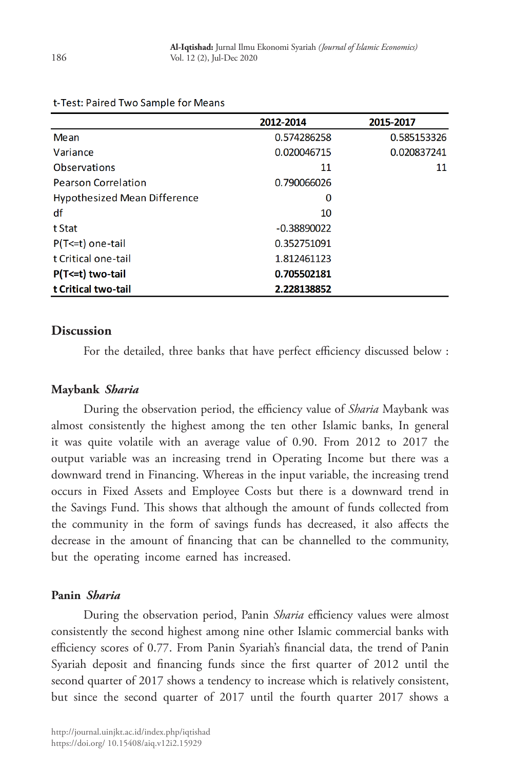t-Test: Paired Two Sample for Means

| | 2012-2014 | 2015-2017 |
|---|---|---|
| Mean | 0.574286258 | 0.585153326 |
| Variance | 0.020046715 | 0.020837241 |
| Observations | 11 | 11 |
| Pearson Correlation | 0.790066026 | |
| Hypothesized Mean Difference | 0 | |
| df | 10 | |
| t Stat | -0.38890022 | |
| P(T<=t) one-tail | 0.352751091 | |
| t Critical one-tail | 1.812461123 | |
| **P(T<=t) two-tail** | **0.705502181** | |
| **t Critical two-tail** | **2.228138852** | |

## Discussion

For the detailed, three banks that have perfect efficiency discussed below :

### Maybank *Sharia*

During the observation period, the efficiency value of *Sharia* Maybank was almost consistently the highest among the ten other Islamic banks, In general it was quite volatile with an average value of 0.90. From 2012 to 2017 the output variable was an increasing trend in Operating Income but there was a downward trend in Financing. Whereas in the input variable, the increasing trend occurs in Fixed Assets and Employee Costs but there is a downward trend in the Savings Fund. This shows that although the amount of funds collected from the community in the form of savings funds has decreased, it also affects the decrease in the amount of financing that can be channelled to the community, but the operating income earned has increased.

### Panin *Sharia*

During the observation period, Panin *Sharia* efficiency values were almost consistently the second highest among nine other Islamic commercial banks with efficiency scores of 0.77. From Panin Syariah's financial data, the trend of Panin Syariah deposit and financing funds since the first quarter of 2012 until the second quarter of 2017 shows a tendency to increase which is relatively consistent, but since the second quarter of 2017 until the fourth quarter 2017 shows a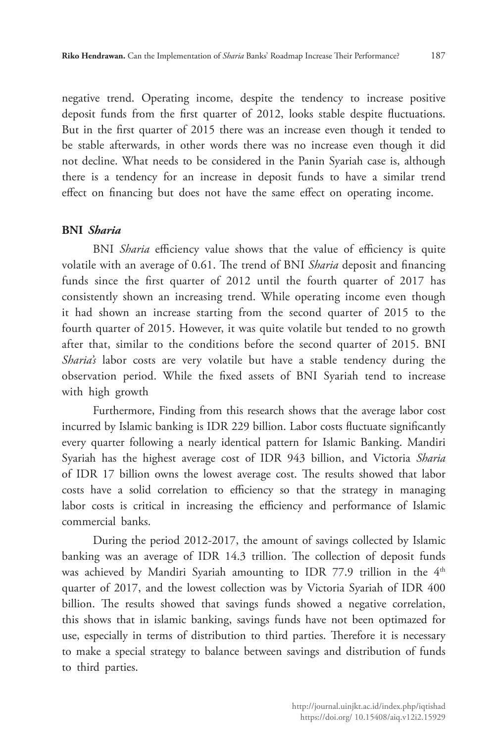negative trend. Operating income, despite the tendency to increase positive deposit funds from the first quarter of 2012, looks stable despite fluctuations. But in the first quarter of 2015 there was an increase even though it tended to be stable afterwards, in other words there was no increase even though it did not decline. What needs to be considered in the Panin Syariah case is, although there is a tendency for an increase in deposit funds to have a similar trend effect on financing but does not have the same effect on operating income.

**BNI *Sharia***

BNI *Sharia* efficiency value shows that the value of efficiency is quite volatile with an average of 0.61. The trend of BNI *Sharia* deposit and financing funds since the first quarter of 2012 until the fourth quarter of 2017 has consistently shown an increasing trend. While operating income even though it had shown an increase starting from the second quarter of 2015 to the fourth quarter of 2015. However, it was quite volatile but tended to no growth after that, similar to the conditions before the second quarter of 2015. BNI *Sharia's* labor costs are very volatile but have a stable tendency during the observation period. While the fixed assets of BNI Syariah tend to increase with high growth

Furthermore, Finding from this research shows that the average labor cost incurred by Islamic banking is IDR 229 billion. Labor costs fluctuate significantly every quarter following a nearly identical pattern for Islamic Banking. Mandiri Syariah has the highest average cost of IDR 943 billion, and Victoria *Sharia* of IDR 17 billion owns the lowest average cost. The results showed that labor costs have a solid correlation to efficiency so that the strategy in managing labor costs is critical in increasing the efficiency and performance of Islamic commercial banks.

During the period 2012-2017, the amount of savings collected by Islamic banking was an average of IDR 14.3 trillion. The collection of deposit funds was achieved by Mandiri Syariah amounting to IDR 77.9 trillion in the 4th quarter of 2017, and the lowest collection was by Victoria Syariah of IDR 400 billion. The results showed that savings funds showed a negative correlation, this shows that in islamic banking, savings funds have not been optimazed for use, especially in terms of distribution to third parties. Therefore it is necessary to make a special strategy to balance between savings and distribution of funds to third parties.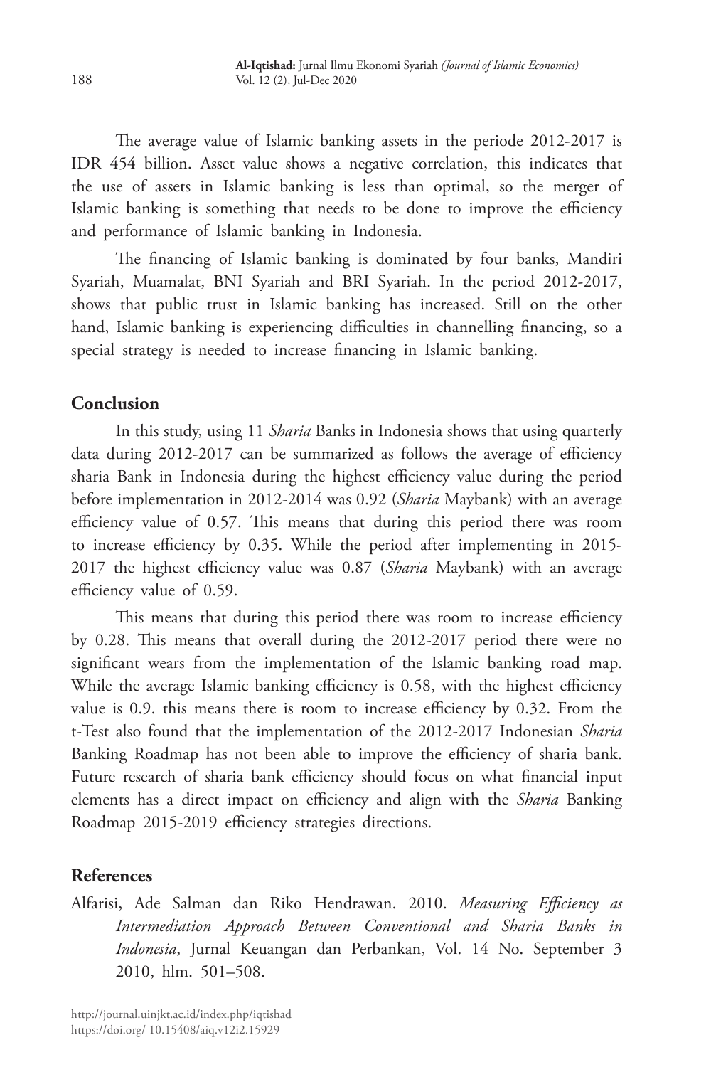The average value of Islamic banking assets in the periode 2012-2017 is IDR 454 billion. Asset value shows a negative correlation, this indicates that the use of assets in Islamic banking is less than optimal, so the merger of Islamic banking is something that needs to be done to improve the efficiency and performance of Islamic banking in Indonesia.

The financing of Islamic banking is dominated by four banks, Mandiri Syariah, Muamalat, BNI Syariah and BRI Syariah. In the period 2012-2017, shows that public trust in Islamic banking has increased. Still on the other hand, Islamic banking is experiencing difficulties in channelling financing, so a special strategy is needed to increase financing in Islamic banking.

## Conclusion

In this study, using 11 *Sharia* Banks in Indonesia shows that using quarterly data during 2012-2017 can be summarized as follows the average of efficiency sharia Bank in Indonesia during the highest efficiency value during the period before implementation in 2012-2014 was 0.92 (*Sharia* Maybank) with an average efficiency value of 0.57. This means that during this period there was room to increase efficiency by 0.35. While the period after implementing in 2015-2017 the highest efficiency value was 0.87 (*Sharia* Maybank) with an average efficiency value of 0.59.

This means that during this period there was room to increase efficiency by 0.28. This means that overall during the 2012-2017 period there were no significant wears from the implementation of the Islamic banking road map. While the average Islamic banking efficiency is 0.58, with the highest efficiency value is 0.9. this means there is room to increase efficiency by 0.32. From the t-Test also found that the implementation of the 2012-2017 Indonesian *Sharia* Banking Roadmap has not been able to improve the efficiency of sharia bank. Future research of sharia bank efficiency should focus on what financial input elements has a direct impact on efficiency and align with the *Sharia* Banking Roadmap 2015-2019 efficiency strategies directions.

## References

Alfarisi, Ade Salman dan Riko Hendrawan. 2010. *Measuring Efficiency as Intermediation Approach Between Conventional and Sharia Banks in Indonesia*, Jurnal Keuangan dan Perbankan, Vol. 14 No. September 3 2010, hlm. 501–508.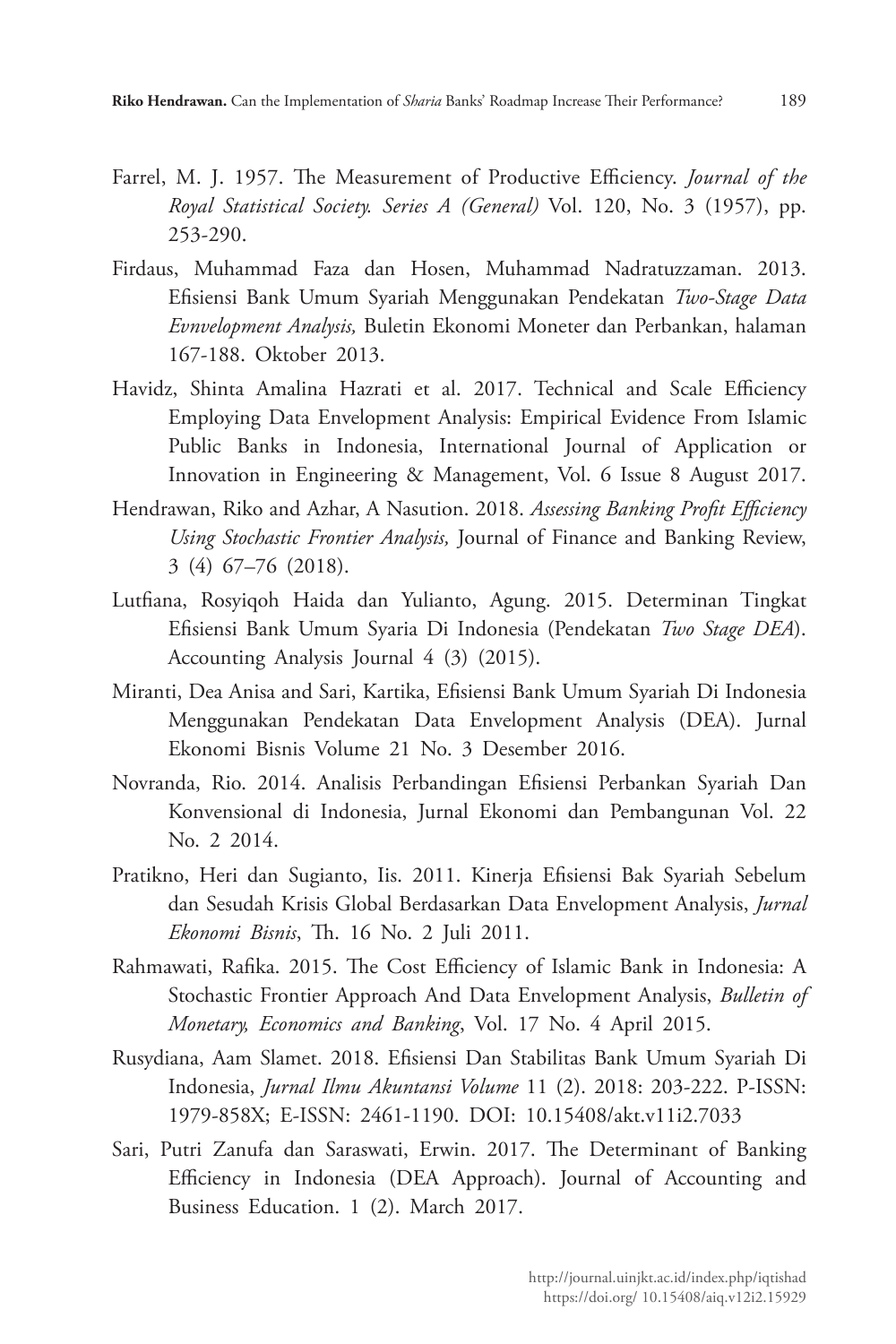Farrel, M. J. 1957. The Measurement of Productive Efficiency. *Journal of the Royal Statistical Society. Series A (General)* Vol. 120, No. 3 (1957), pp. 253-290.

Firdaus, Muhammad Faza dan Hosen, Muhammad Nadratuzzaman. 2013. Efisiensi Bank Umum Syariah Menggunakan Pendekatan *Two-Stage Data Evnvelopment Analysis,* Buletin Ekonomi Moneter dan Perbankan, halaman 167-188. Oktober 2013.

Havidz, Shinta Amalina Hazrati et al. 2017. Technical and Scale Efficiency Employing Data Envelopment Analysis: Empirical Evidence From Islamic Public Banks in Indonesia, International Journal of Application or Innovation in Engineering & Management, Vol. 6 Issue 8 August 2017.

Hendrawan, Riko and Azhar, A Nasution. 2018. *Assessing Banking Profit Efficiency Using Stochastic Frontier Analysis,* Journal of Finance and Banking Review, 3 (4) 67–76 (2018).

Lutfiana, Rosyiqoh Haida dan Yulianto, Agung. 2015. Determinan Tingkat Efisiensi Bank Umum Syaria Di Indonesia (Pendekatan *Two Stage DEA*). Accounting Analysis Journal 4 (3) (2015).

Miranti, Dea Anisa and Sari, Kartika, Efisiensi Bank Umum Syariah Di Indonesia Menggunakan Pendekatan Data Envelopment Analysis (DEA). Jurnal Ekonomi Bisnis Volume 21 No. 3 Desember 2016.

Novranda, Rio. 2014. Analisis Perbandingan Efisiensi Perbankan Syariah Dan Konvensional di Indonesia, Jurnal Ekonomi dan Pembangunan Vol. 22 No. 2 2014.

Pratikno, Heri dan Sugianto, Iis. 2011. Kinerja Efisiensi Bak Syariah Sebelum dan Sesudah Krisis Global Berdasarkan Data Envelopment Analysis, *Jurnal Ekonomi Bisnis*, Th. 16 No. 2 Juli 2011.

Rahmawati, Rafika. 2015. The Cost Efficiency of Islamic Bank in Indonesia: A Stochastic Frontier Approach And Data Envelopment Analysis, *Bulletin of Monetary, Economics and Banking*, Vol. 17 No. 4 April 2015.

Rusydiana, Aam Slamet. 2018. Efisiensi Dan Stabilitas Bank Umum Syariah Di Indonesia, *Jurnal Ilmu Akuntansi Volume* 11 (2). 2018: 203-222. P-ISSN: 1979-858X; E-ISSN: 2461-1190. DOI: 10.15408/akt.v11i2.7033

Sari, Putri Zanufa dan Saraswati, Erwin. 2017. The Determinant of Banking Efficiency in Indonesia (DEA Approach). Journal of Accounting and Business Education. 1 (2). March 2017.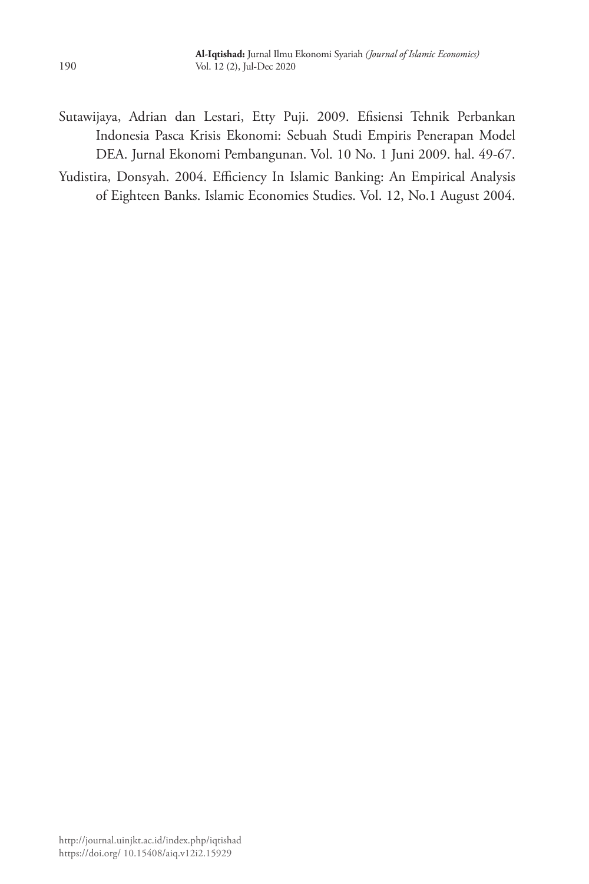Sutawijaya, Adrian dan Lestari, Etty Puji. 2009. Efisiensi Tehnik Perbankan Indonesia Pasca Krisis Ekonomi: Sebuah Studi Empiris Penerapan Model DEA. Jurnal Ekonomi Pembangunan. Vol. 10 No. 1 Juni 2009. hal. 49-67.

Yudistira, Donsyah. 2004. Efficiency In Islamic Banking: An Empirical Analysis of Eighteen Banks. Islamic Economies Studies. Vol. 12, No.1 August 2004.